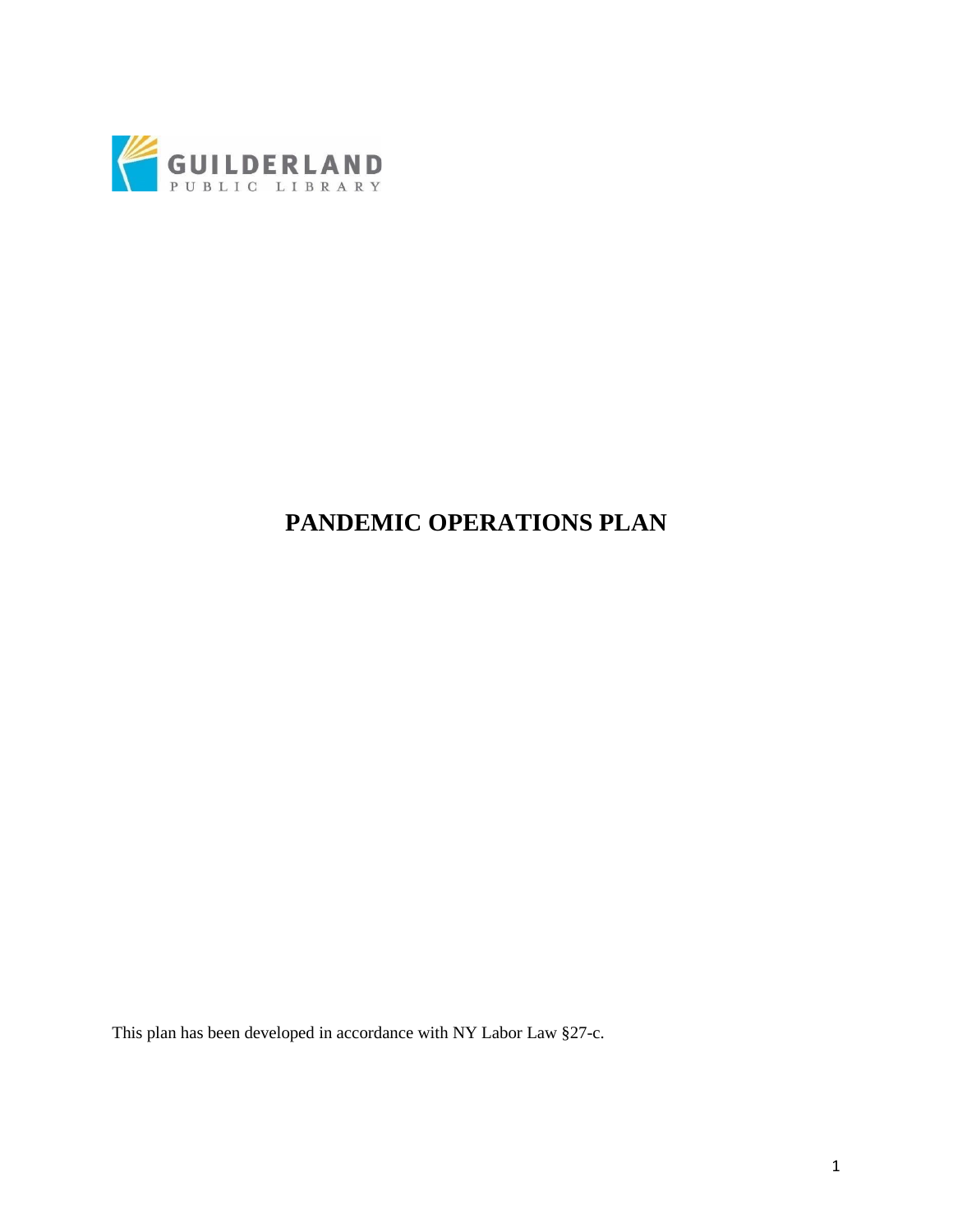GUILDERLAND
PUBLIC LIBRARY

# PANDEMIC OPERATIONS PLAN

This plan has been developed in accordance with NY Labor Law §27-c.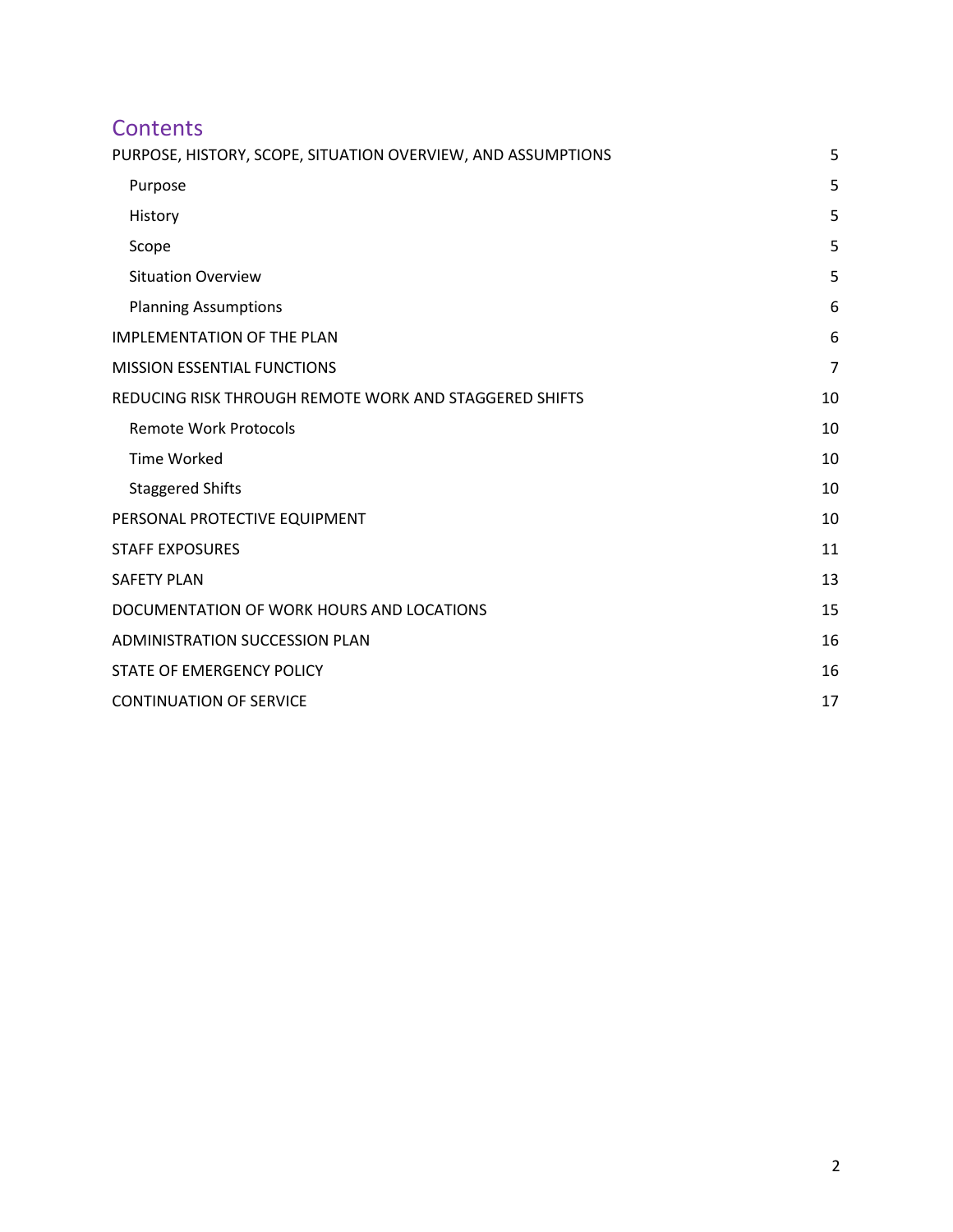# Contents

PURPOSE, HISTORY, SCOPE, SITUATION OVERVIEW, AND ASSUMPTIONS 5

- Purpose 5
- History 5
- Scope 5
- Situation Overview 5
- Planning Assumptions 6

IMPLEMENTATION OF THE PLAN 6

MISSION ESSENTIAL FUNCTIONS 7

REDUCING RISK THROUGH REMOTE WORK AND STAGGERED SHIFTS 10

- Remote Work Protocols 10
- Time Worked 10
- Staggered Shifts 10

PERSONAL PROTECTIVE EQUIPMENT 10

STAFF EXPOSURES 11

SAFETY PLAN 13

DOCUMENTATION OF WORK HOURS AND LOCATIONS 15

ADMINISTRATION SUCCESSION PLAN 16

STATE OF EMERGENCY POLICY 16

CONTINUATION OF SERVICE 17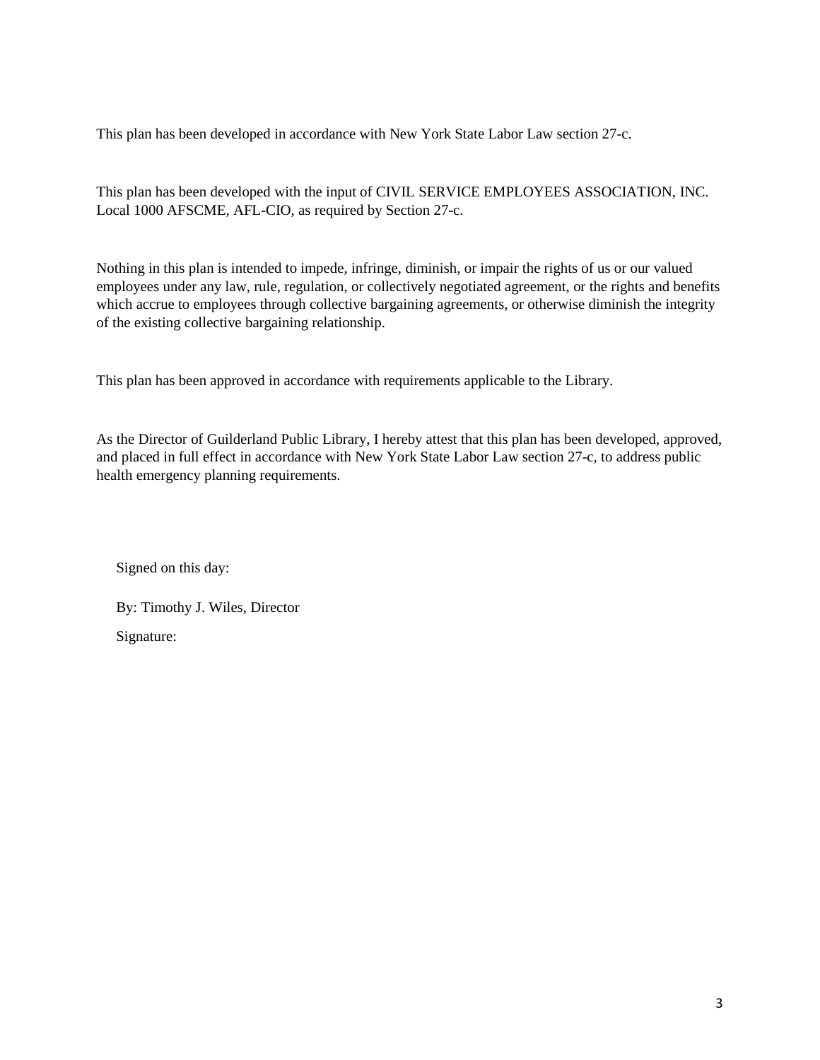This plan has been developed in accordance with New York State Labor Law section 27-c.

This plan has been developed with the input of CIVIL SERVICE EMPLOYEES ASSOCIATION, INC. Local 1000 AFSCME, AFL-CIO, as required by Section 27-c.

Nothing in this plan is intended to impede, infringe, diminish, or impair the rights of us or our valued employees under any law, rule, regulation, or collectively negotiated agreement, or the rights and benefits which accrue to employees through collective bargaining agreements, or otherwise diminish the integrity of the existing collective bargaining relationship.

This plan has been approved in accordance with requirements applicable to the Library.

As the Director of Guilderland Public Library, I hereby attest that this plan has been developed, approved, and placed in full effect in accordance with New York State Labor Law section 27-c, to address public health emergency planning requirements.

Signed on this day:

By: Timothy J. Wiles, Director

Signature: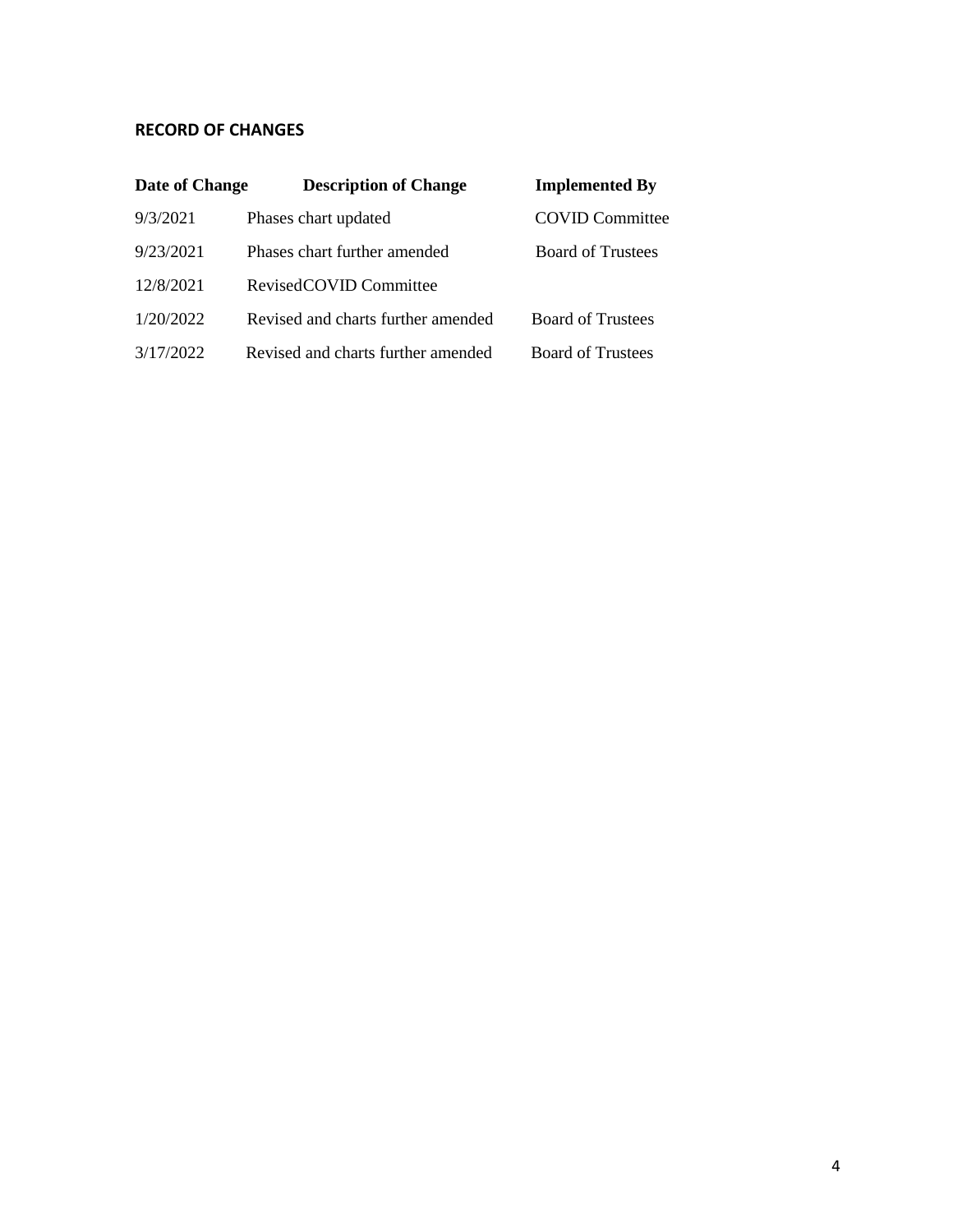**RECORD OF CHANGES**

| Date of Change | Description of Change | Implemented By |
|---|---|---|
| 9/3/2021 | Phases chart updated | COVID Committee |
| 9/23/2021 | Phases chart further amended | Board of Trustees |
| 12/8/2021 | RevisedCOVID Committee | |
| 1/20/2022 | Revised and charts further amended | Board of Trustees |
| 3/17/2022 | Revised and charts further amended | Board of Trustees |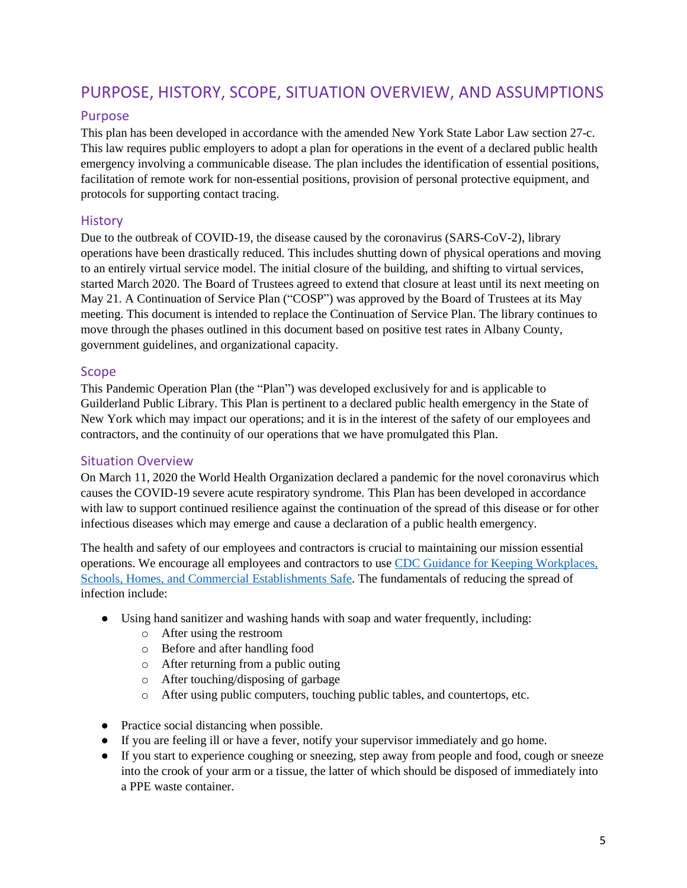# PURPOSE, HISTORY, SCOPE, SITUATION OVERVIEW, AND ASSUMPTIONS

## Purpose

This plan has been developed in accordance with the amended New York State Labor Law section 27-c. This law requires public employers to adopt a plan for operations in the event of a declared public health emergency involving a communicable disease. The plan includes the identification of essential positions, facilitation of remote work for non-essential positions, provision of personal protective equipment, and protocols for supporting contact tracing.

## History

Due to the outbreak of COVID-19, the disease caused by the coronavirus (SARS-CoV-2), library operations have been drastically reduced. This includes shutting down of physical operations and moving to an entirely virtual service model. The initial closure of the building, and shifting to virtual services, started March 2020. The Board of Trustees agreed to extend that closure at least until its next meeting on May 21. A Continuation of Service Plan ("COSP") was approved by the Board of Trustees at its May meeting. This document is intended to replace the Continuation of Service Plan. The library continues to move through the phases outlined in this document based on positive test rates in Albany County, government guidelines, and organizational capacity.

## Scope

This Pandemic Operation Plan (the "Plan") was developed exclusively for and is applicable to Guilderland Public Library. This Plan is pertinent to a declared public health emergency in the State of New York which may impact our operations; and it is in the interest of the safety of our employees and contractors, and the continuity of our operations that we have promulgated this Plan.

## Situation Overview

On March 11, 2020 the World Health Organization declared a pandemic for the novel coronavirus which causes the COVID-19 severe acute respiratory syndrome. This Plan has been developed in accordance with law to support continued resilience against the continuation of the spread of this disease or for other infectious diseases which may emerge and cause a declaration of a public health emergency.

The health and safety of our employees and contractors is crucial to maintaining our mission essential operations. We encourage all employees and contractors to use CDC Guidance for Keeping Workplaces, Schools, Homes, and Commercial Establishments Safe. The fundamentals of reducing the spread of infection include:

- Using hand sanitizer and washing hands with soap and water frequently, including:
  - After using the restroom
  - Before and after handling food
  - After returning from a public outing
  - After touching/disposing of garbage
  - After using public computers, touching public tables, and countertops, etc.

- Practice social distancing when possible.
- If you are feeling ill or have a fever, notify your supervisor immediately and go home.
- If you start to experience coughing or sneezing, step away from people and food, cough or sneeze into the crook of your arm or a tissue, the latter of which should be disposed of immediately into a PPE waste container.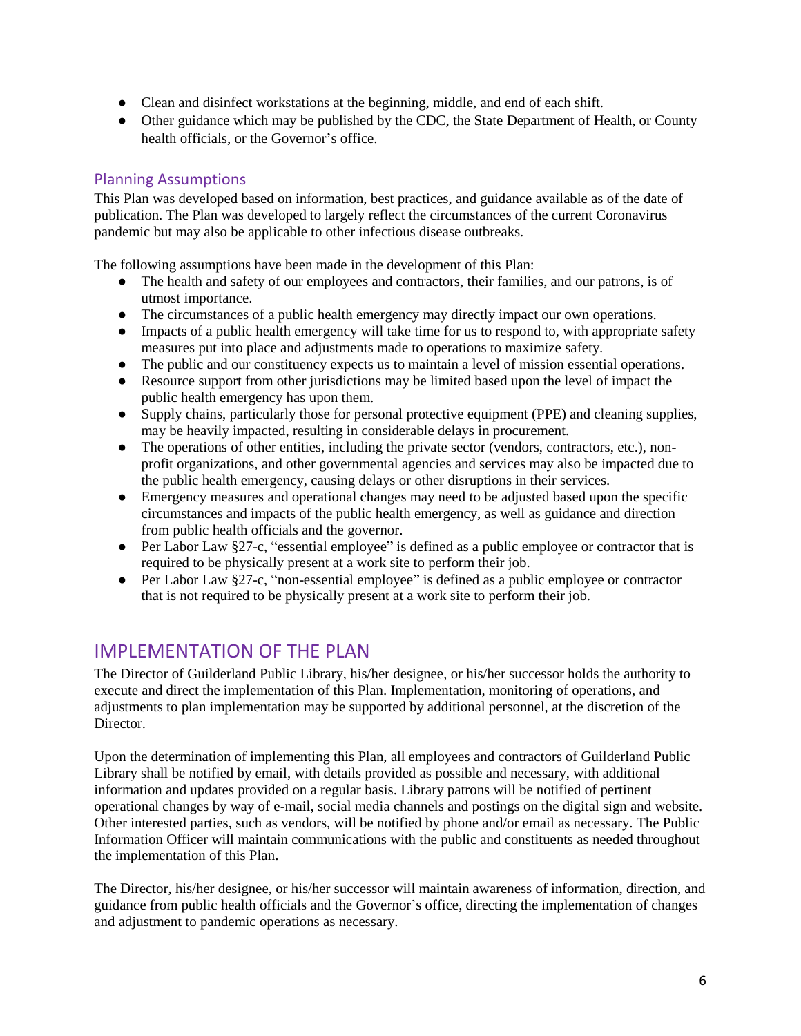- Clean and disinfect workstations at the beginning, middle, and end of each shift.
- Other guidance which may be published by the CDC, the State Department of Health, or County health officials, or the Governor's office.

### Planning Assumptions

This Plan was developed based on information, best practices, and guidance available as of the date of publication. The Plan was developed to largely reflect the circumstances of the current Coronavirus pandemic but may also be applicable to other infectious disease outbreaks.

The following assumptions have been made in the development of this Plan:

- The health and safety of our employees and contractors, their families, and our patrons, is of utmost importance.
- The circumstances of a public health emergency may directly impact our own operations.
- Impacts of a public health emergency will take time for us to respond to, with appropriate safety measures put into place and adjustments made to operations to maximize safety.
- The public and our constituency expects us to maintain a level of mission essential operations.
- Resource support from other jurisdictions may be limited based upon the level of impact the public health emergency has upon them.
- Supply chains, particularly those for personal protective equipment (PPE) and cleaning supplies, may be heavily impacted, resulting in considerable delays in procurement.
- The operations of other entities, including the private sector (vendors, contractors, etc.), non-profit organizations, and other governmental agencies and services may also be impacted due to the public health emergency, causing delays or other disruptions in their services.
- Emergency measures and operational changes may need to be adjusted based upon the specific circumstances and impacts of the public health emergency, as well as guidance and direction from public health officials and the governor.
- Per Labor Law §27-c, "essential employee" is defined as a public employee or contractor that is required to be physically present at a work site to perform their job.
- Per Labor Law §27-c, "non-essential employee" is defined as a public employee or contractor that is not required to be physically present at a work site to perform their job.

## IMPLEMENTATION OF THE PLAN

The Director of Guilderland Public Library, his/her designee, or his/her successor holds the authority to execute and direct the implementation of this Plan. Implementation, monitoring of operations, and adjustments to plan implementation may be supported by additional personnel, at the discretion of the Director.

Upon the determination of implementing this Plan, all employees and contractors of Guilderland Public Library shall be notified by email, with details provided as possible and necessary, with additional information and updates provided on a regular basis. Library patrons will be notified of pertinent operational changes by way of e-mail, social media channels and postings on the digital sign and website. Other interested parties, such as vendors, will be notified by phone and/or email as necessary. The Public Information Officer will maintain communications with the public and constituents as needed throughout the implementation of this Plan.

The Director, his/her designee, or his/her successor will maintain awareness of information, direction, and guidance from public health officials and the Governor's office, directing the implementation of changes and adjustment to pandemic operations as necessary.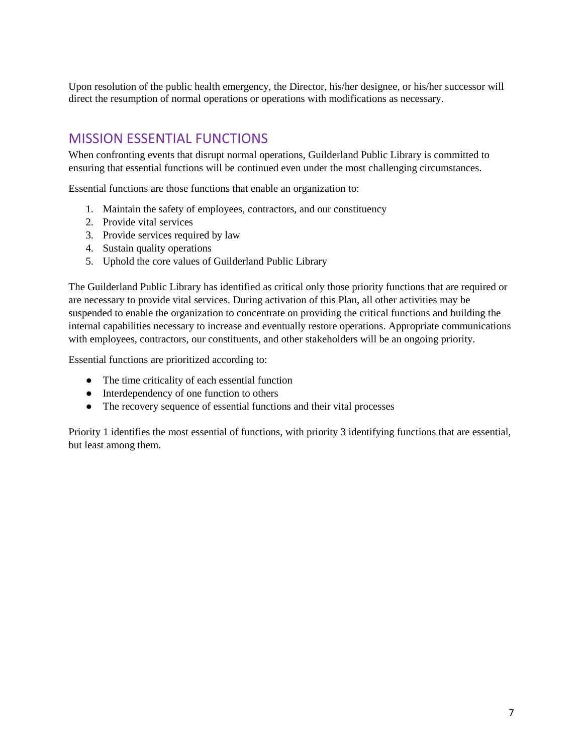Upon resolution of the public health emergency, the Director, his/her designee, or his/her successor will direct the resumption of normal operations or operations with modifications as necessary.

## MISSION ESSENTIAL FUNCTIONS

When confronting events that disrupt normal operations, Guilderland Public Library is committed to ensuring that essential functions will be continued even under the most challenging circumstances.

Essential functions are those functions that enable an organization to:

1. Maintain the safety of employees, contractors, and our constituency
2. Provide vital services
3. Provide services required by law
4. Sustain quality operations
5. Uphold the core values of Guilderland Public Library

The Guilderland Public Library has identified as critical only those priority functions that are required or are necessary to provide vital services. During activation of this Plan, all other activities may be suspended to enable the organization to concentrate on providing the critical functions and building the internal capabilities necessary to increase and eventually restore operations. Appropriate communications with employees, contractors, our constituents, and other stakeholders will be an ongoing priority.

Essential functions are prioritized according to:

- The time criticality of each essential function
- Interdependency of one function to others
- The recovery sequence of essential functions and their vital processes

Priority 1 identifies the most essential of functions, with priority 3 identifying functions that are essential, but least among them.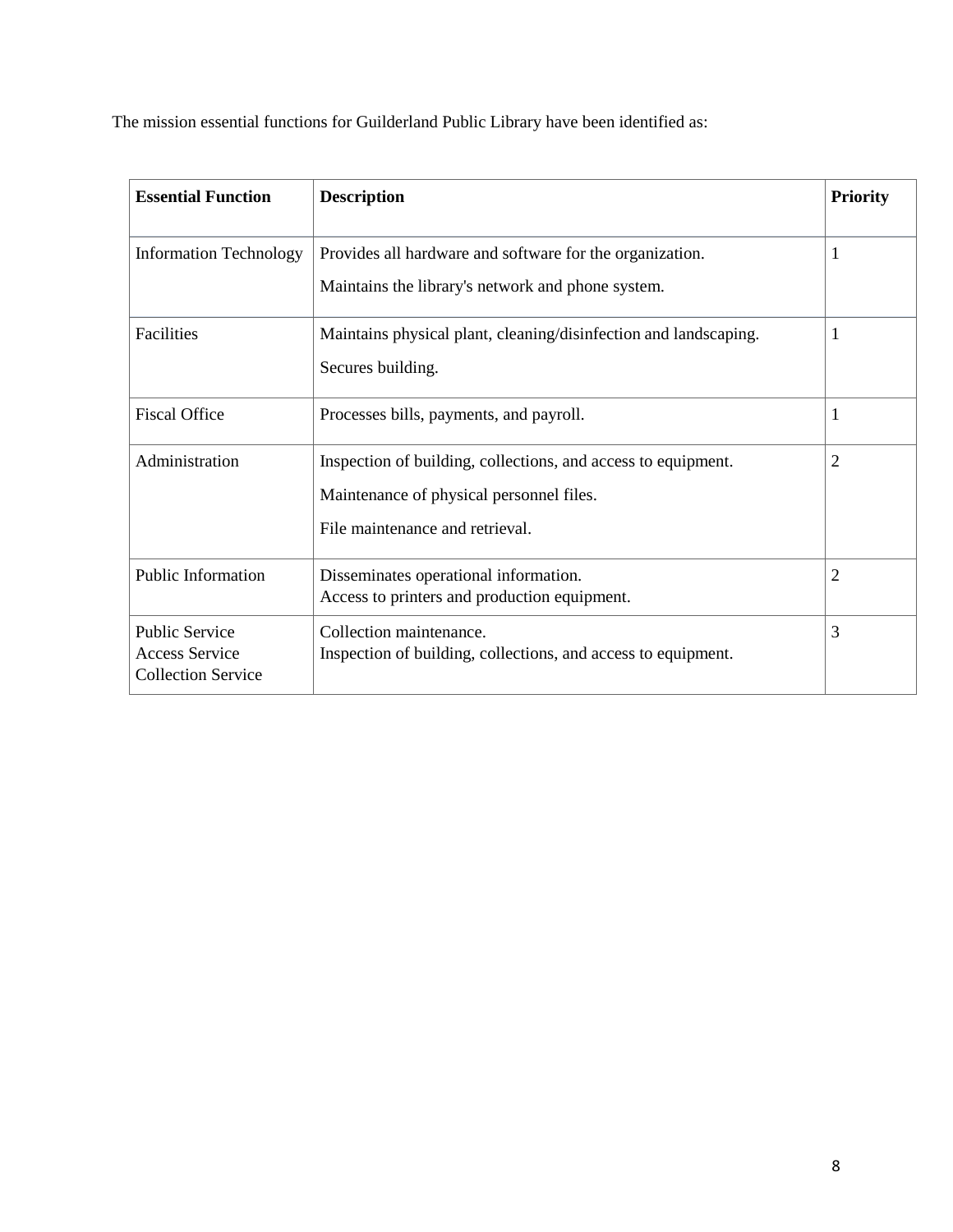The mission essential functions for Guilderland Public Library have been identified as:

| Essential Function | Description | Priority |
| --- | --- | --- |
| Information Technology | Provides all hardware and software for the organization.<br>Maintains the library's network and phone system. | 1 |
| Facilities | Maintains physical plant, cleaning/disinfection and landscaping.<br>Secures building. | 1 |
| Fiscal Office | Processes bills, payments, and payroll. | 1 |
| Administration | Inspection of building, collections, and access to equipment.<br>Maintenance of physical personnel files.<br>File maintenance and retrieval. | 2 |
| Public Information | Disseminates operational information.<br>Access to printers and production equipment. | 2 |
| Public Service<br>Access Service<br>Collection Service | Collection maintenance.<br>Inspection of building, collections, and access to equipment. | 3 |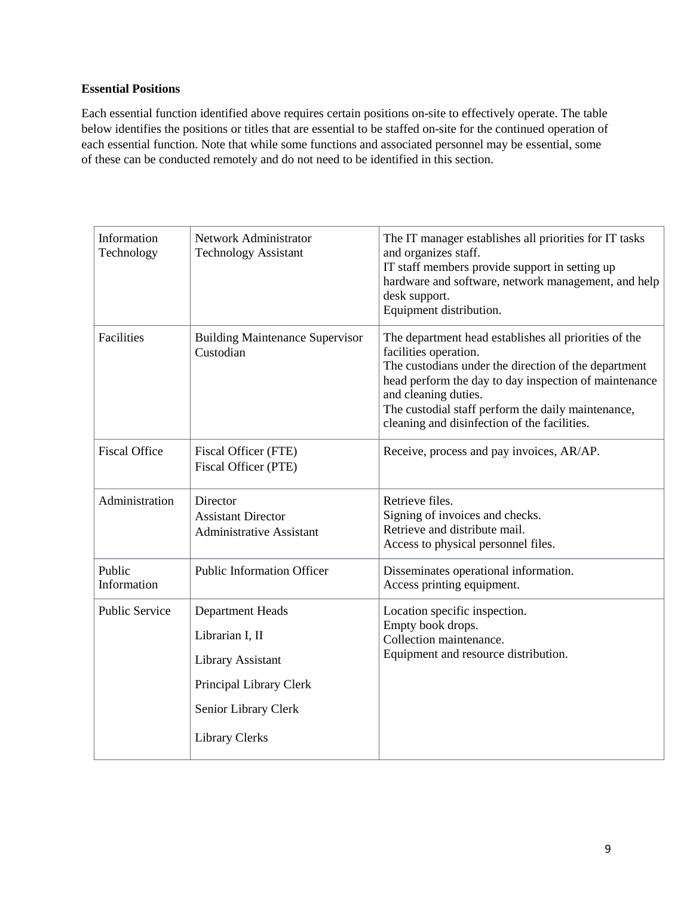**Essential Positions**

Each essential function identified above requires certain positions on-site to effectively operate. The table below identifies the positions or titles that are essential to be staffed on-site for the continued operation of each essential function. Note that while some functions and associated personnel may be essential, some of these can be conducted remotely and do not need to be identified in this section.

| | | |
|---|---|---|
| Information Technology | Network Administrator<br>Technology Assistant | The IT manager establishes all priorities for IT tasks and organizes staff.<br>IT staff members provide support in setting up hardware and software, network management, and help desk support.<br>Equipment distribution. |
| Facilities | Building Maintenance Supervisor<br>Custodian | The department head establishes all priorities of the facilities operation.<br>The custodians under the direction of the department head perform the day to day inspection of maintenance and cleaning duties.<br>The custodial staff perform the daily maintenance, cleaning and disinfection of the facilities. |
| Fiscal Office | Fiscal Officer (FTE)<br>Fiscal Officer (PTE) | Receive, process and pay invoices, AR/AP. |
| Administration | Director<br>Assistant Director<br>Administrative Assistant | Retrieve files.<br>Signing of invoices and checks.<br>Retrieve and distribute mail.<br>Access to physical personnel files. |
| Public Information | Public Information Officer | Disseminates operational information.<br>Access printing equipment. |
| Public Service | Department Heads<br>Librarian I, II<br>Library Assistant<br>Principal Library Clerk<br>Senior Library Clerk<br>Library Clerks | Location specific inspection.<br>Empty book drops.<br>Collection maintenance.<br>Equipment and resource distribution. |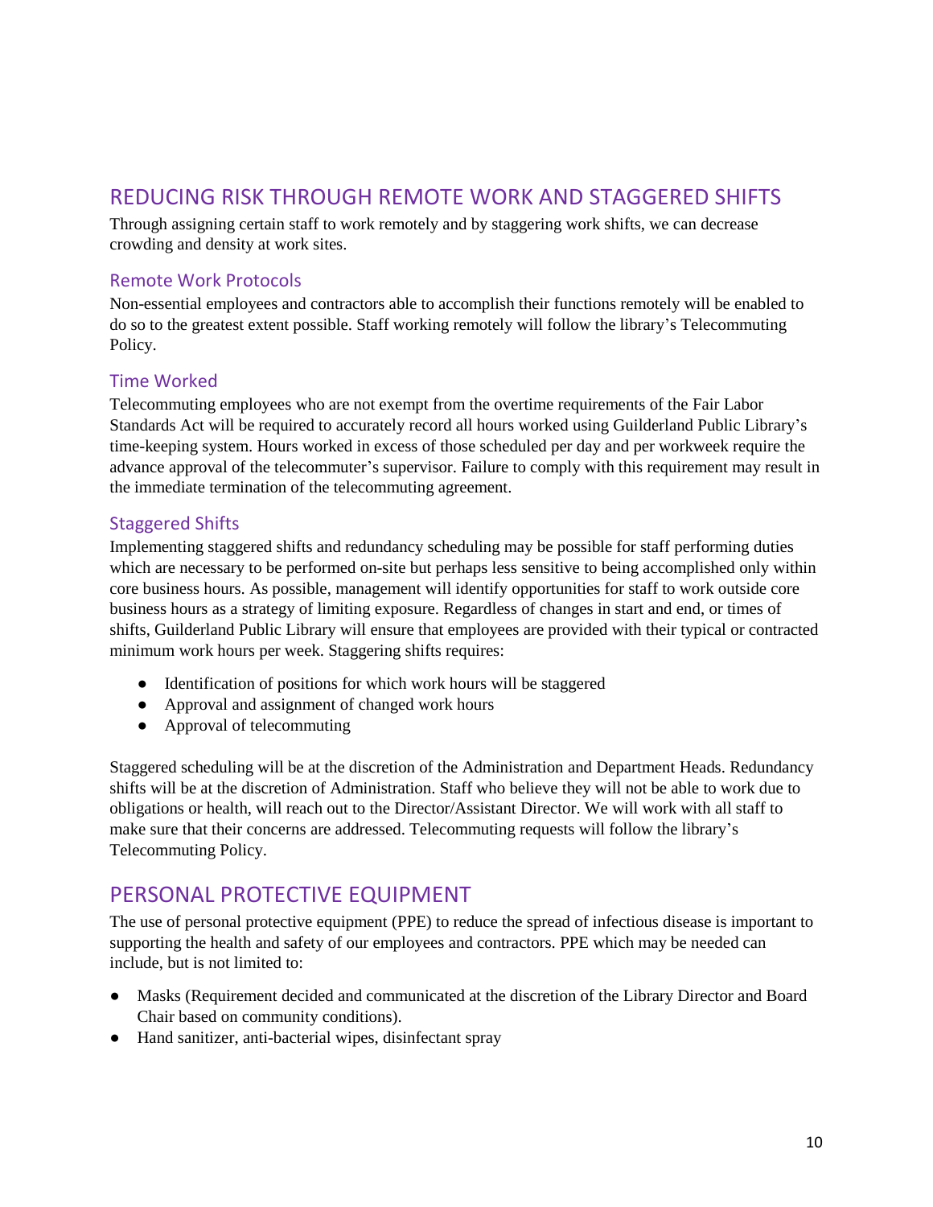## REDUCING RISK THROUGH REMOTE WORK AND STAGGERED SHIFTS

Through assigning certain staff to work remotely and by staggering work shifts, we can decrease crowding and density at work sites.

### Remote Work Protocols

Non-essential employees and contractors able to accomplish their functions remotely will be enabled to do so to the greatest extent possible. Staff working remotely will follow the library's Telecommuting Policy.

### Time Worked

Telecommuting employees who are not exempt from the overtime requirements of the Fair Labor Standards Act will be required to accurately record all hours worked using Guilderland Public Library's time-keeping system. Hours worked in excess of those scheduled per day and per workweek require the advance approval of the telecommuter's supervisor. Failure to comply with this requirement may result in the immediate termination of the telecommuting agreement.

### Staggered Shifts

Implementing staggered shifts and redundancy scheduling may be possible for staff performing duties which are necessary to be performed on-site but perhaps less sensitive to being accomplished only within core business hours. As possible, management will identify opportunities for staff to work outside core business hours as a strategy of limiting exposure. Regardless of changes in start and end, or times of shifts, Guilderland Public Library will ensure that employees are provided with their typical or contracted minimum work hours per week. Staggering shifts requires:

- Identification of positions for which work hours will be staggered
- Approval and assignment of changed work hours
- Approval of telecommuting

Staggered scheduling will be at the discretion of the Administration and Department Heads. Redundancy shifts will be at the discretion of Administration. Staff who believe they will not be able to work due to obligations or health, will reach out to the Director/Assistant Director. We will work with all staff to make sure that their concerns are addressed. Telecommuting requests will follow the library's Telecommuting Policy.

## PERSONAL PROTECTIVE EQUIPMENT

The use of personal protective equipment (PPE) to reduce the spread of infectious disease is important to supporting the health and safety of our employees and contractors. PPE which may be needed can include, but is not limited to:

- Masks (Requirement decided and communicated at the discretion of the Library Director and Board Chair based on community conditions).
- Hand sanitizer, anti-bacterial wipes, disinfectant spray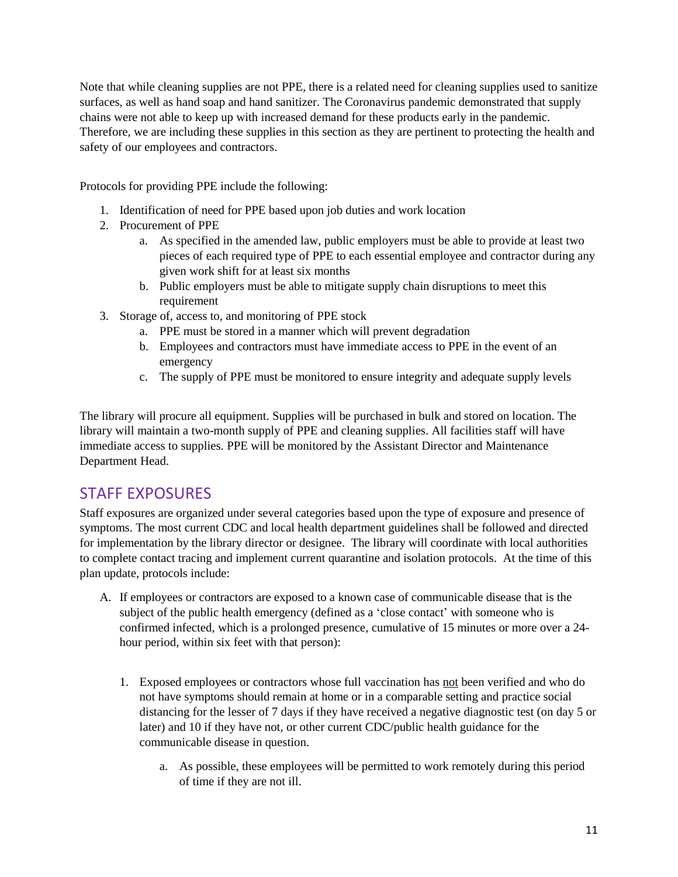Note that while cleaning supplies are not PPE, there is a related need for cleaning supplies used to sanitize surfaces, as well as hand soap and hand sanitizer. The Coronavirus pandemic demonstrated that supply chains were not able to keep up with increased demand for these products early in the pandemic. Therefore, we are including these supplies in this section as they are pertinent to protecting the health and safety of our employees and contractors.

Protocols for providing PPE include the following:

1. Identification of need for PPE based upon job duties and work location
2. Procurement of PPE
    a. As specified in the amended law, public employers must be able to provide at least two pieces of each required type of PPE to each essential employee and contractor during any given work shift for at least six months
    b. Public employers must be able to mitigate supply chain disruptions to meet this requirement
3. Storage of, access to, and monitoring of PPE stock
    a. PPE must be stored in a manner which will prevent degradation
    b. Employees and contractors must have immediate access to PPE in the event of an emergency
    c. The supply of PPE must be monitored to ensure integrity and adequate supply levels

The library will procure all equipment. Supplies will be purchased in bulk and stored on location. The library will maintain a two-month supply of PPE and cleaning supplies. All facilities staff will have immediate access to supplies. PPE will be monitored by the Assistant Director and Maintenance Department Head.

## STAFF EXPOSURES

Staff exposures are organized under several categories based upon the type of exposure and presence of symptoms. The most current CDC and local health department guidelines shall be followed and directed for implementation by the library director or designee. The library will coordinate with local authorities to complete contact tracing and implement current quarantine and isolation protocols. At the time of this plan update, protocols include:

A. If employees or contractors are exposed to a known case of communicable disease that is the subject of the public health emergency (defined as a 'close contact' with someone who is confirmed infected, which is a prolonged presence, cumulative of 15 minutes or more over a 24-hour period, within six feet with that person):

    1. Exposed employees or contractors whose full vaccination has <u>not</u> been verified and who do not have symptoms should remain at home or in a comparable setting and practice social distancing for the lesser of 7 days if they have received a negative diagnostic test (on day 5 or later) and 10 if they have not, or other current CDC/public health guidance for the communicable disease in question.

        a. As possible, these employees will be permitted to work remotely during this period of time if they are not ill.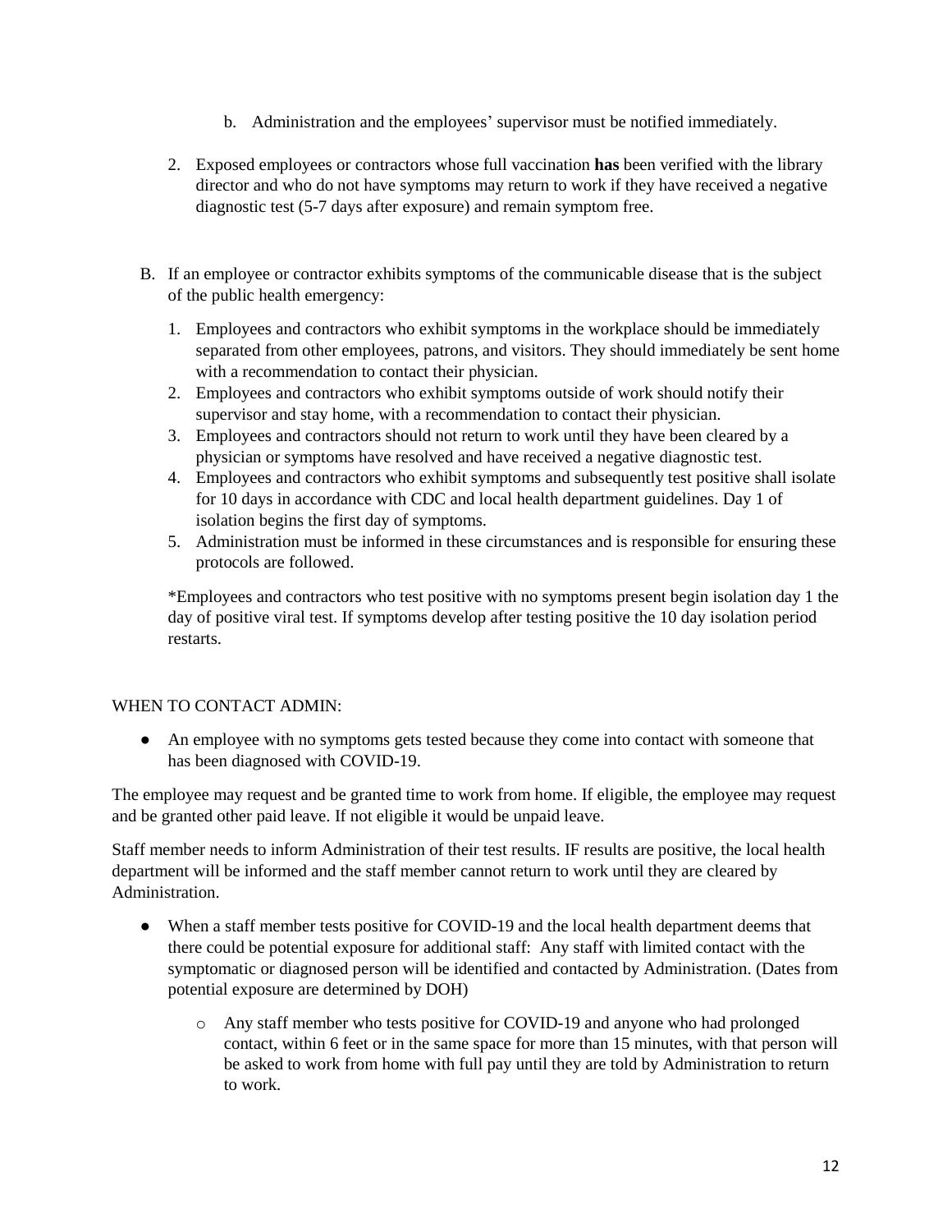b. Administration and the employees' supervisor must be notified immediately.

2. Exposed employees or contractors whose full vaccination **has** been verified with the library director and who do not have symptoms may return to work if they have received a negative diagnostic test (5-7 days after exposure) and remain symptom free.

B. If an employee or contractor exhibits symptoms of the communicable disease that is the subject of the public health emergency:

    1. Employees and contractors who exhibit symptoms in the workplace should be immediately separated from other employees, patrons, and visitors. They should immediately be sent home with a recommendation to contact their physician.
    2. Employees and contractors who exhibit symptoms outside of work should notify their supervisor and stay home, with a recommendation to contact their physician.
    3. Employees and contractors should not return to work until they have been cleared by a physician or symptoms have resolved and have received a negative diagnostic test.
    4. Employees and contractors who exhibit symptoms and subsequently test positive shall isolate for 10 days in accordance with CDC and local health department guidelines. Day 1 of isolation begins the first day of symptoms.
    5. Administration must be informed in these circumstances and is responsible for ensuring these protocols are followed.

    *Employees and contractors who test positive with no symptoms present begin isolation day 1 the day of positive viral test. If symptoms develop after testing positive the 10 day isolation period restarts.

WHEN TO CONTACT ADMIN:

- An employee with no symptoms gets tested because they come into contact with someone that has been diagnosed with COVID-19.

The employee may request and be granted time to work from home. If eligible, the employee may request and be granted other paid leave. If not eligible it would be unpaid leave.

Staff member needs to inform Administration of their test results. IF results are positive, the local health department will be informed and the staff member cannot return to work until they are cleared by Administration.

- When a staff member tests positive for COVID-19 and the local health department deems that there could be potential exposure for additional staff: Any staff with limited contact with the symptomatic or diagnosed person will be identified and contacted by Administration. (Dates from potential exposure are determined by DOH)
    - Any staff member who tests positive for COVID-19 and anyone who had prolonged contact, within 6 feet or in the same space for more than 15 minutes, with that person will be asked to work from home with full pay until they are told by Administration to return to work.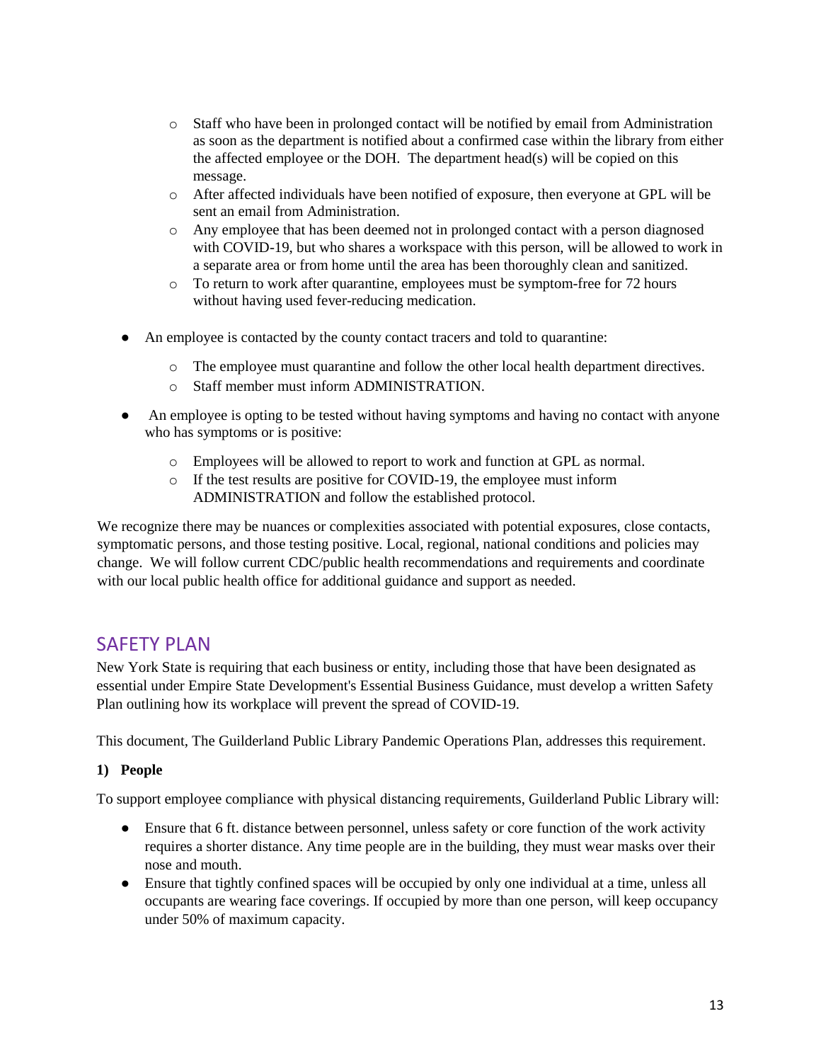- Staff who have been in prolonged contact will be notified by email from Administration as soon as the department is notified about a confirmed case within the library from either the affected employee or the DOH. The department head(s) will be copied on this message.
  - After affected individuals have been notified of exposure, then everyone at GPL will be sent an email from Administration.
  - Any employee that has been deemed not in prolonged contact with a person diagnosed with COVID-19, but who shares a workspace with this person, will be allowed to work in a separate area or from home until the area has been thoroughly clean and sanitized.
  - To return to work after quarantine, employees must be symptom-free for 72 hours without having used fever-reducing medication.

- An employee is contacted by the county contact tracers and told to quarantine:
  - The employee must quarantine and follow the other local health department directives.
  - Staff member must inform ADMINISTRATION.

- An employee is opting to be tested without having symptoms and having no contact with anyone who has symptoms or is positive:
  - Employees will be allowed to report to work and function at GPL as normal.
  - If the test results are positive for COVID-19, the employee must inform ADMINISTRATION and follow the established protocol.

We recognize there may be nuances or complexities associated with potential exposures, close contacts, symptomatic persons, and those testing positive. Local, regional, national conditions and policies may change. We will follow current CDC/public health recommendations and requirements and coordinate with our local public health office for additional guidance and support as needed.

## SAFETY PLAN

New York State is requiring that each business or entity, including those that have been designated as essential under Empire State Development's Essential Business Guidance, must develop a written Safety Plan outlining how its workplace will prevent the spread of COVID-19.

This document, The Guilderland Public Library Pandemic Operations Plan, addresses this requirement.

**1) People**

To support employee compliance with physical distancing requirements, Guilderland Public Library will:

- Ensure that 6 ft. distance between personnel, unless safety or core function of the work activity requires a shorter distance. Any time people are in the building, they must wear masks over their nose and mouth.
- Ensure that tightly confined spaces will be occupied by only one individual at a time, unless all occupants are wearing face coverings. If occupied by more than one person, will keep occupancy under 50% of maximum capacity.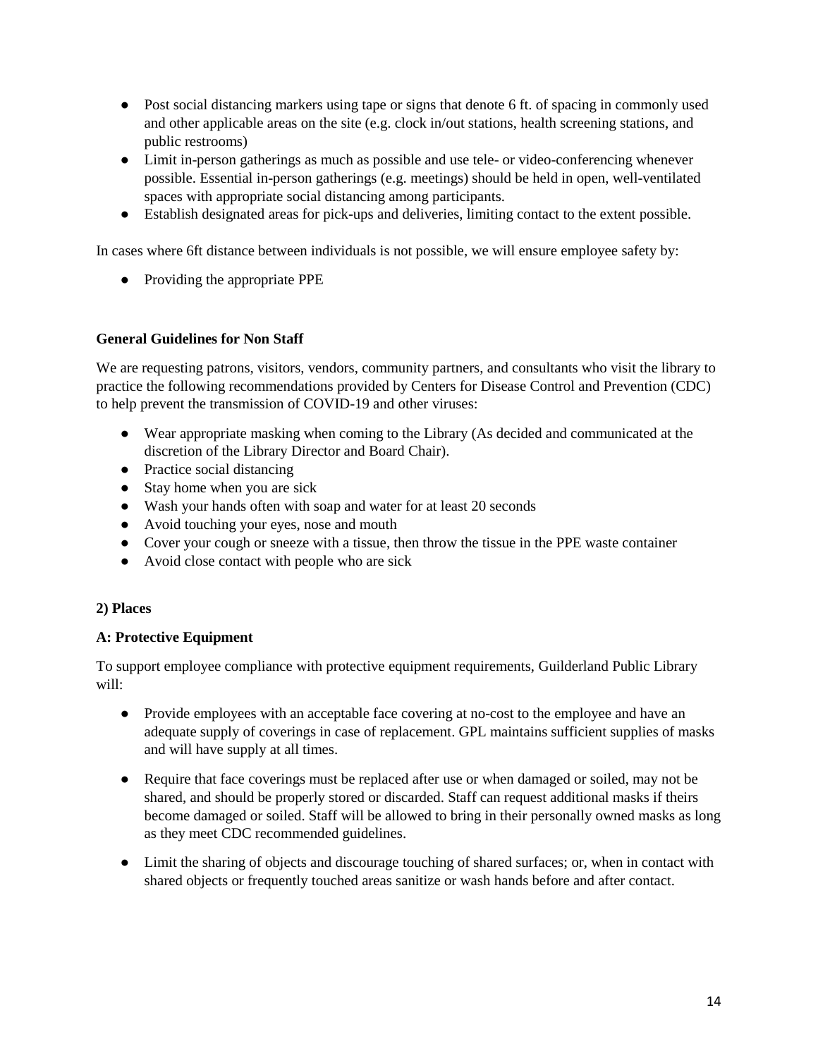- Post social distancing markers using tape or signs that denote 6 ft. of spacing in commonly used and other applicable areas on the site (e.g. clock in/out stations, health screening stations, and public restrooms)
- Limit in-person gatherings as much as possible and use tele- or video-conferencing whenever possible. Essential in-person gatherings (e.g. meetings) should be held in open, well-ventilated spaces with appropriate social distancing among participants.
- Establish designated areas for pick-ups and deliveries, limiting contact to the extent possible.

In cases where 6ft distance between individuals is not possible, we will ensure employee safety by:

- Providing the appropriate PPE

**General Guidelines for Non Staff**

We are requesting patrons, visitors, vendors, community partners, and consultants who visit the library to practice the following recommendations provided by Centers for Disease Control and Prevention (CDC) to help prevent the transmission of COVID-19 and other viruses:

- Wear appropriate masking when coming to the Library (As decided and communicated at the discretion of the Library Director and Board Chair).
- Practice social distancing
- Stay home when you are sick
- Wash your hands often with soap and water for at least 20 seconds
- Avoid touching your eyes, nose and mouth
- Cover your cough or sneeze with a tissue, then throw the tissue in the PPE waste container
- Avoid close contact with people who are sick

**2) Places**

**A: Protective Equipment**

To support employee compliance with protective equipment requirements, Guilderland Public Library will:

- Provide employees with an acceptable face covering at no-cost to the employee and have an adequate supply of coverings in case of replacement. GPL maintains sufficient supplies of masks and will have supply at all times.

- Require that face coverings must be replaced after use or when damaged or soiled, may not be shared, and should be properly stored or discarded. Staff can request additional masks if theirs become damaged or soiled. Staff will be allowed to bring in their personally owned masks as long as they meet CDC recommended guidelines.

- Limit the sharing of objects and discourage touching of shared surfaces; or, when in contact with shared objects or frequently touched areas sanitize or wash hands before and after contact.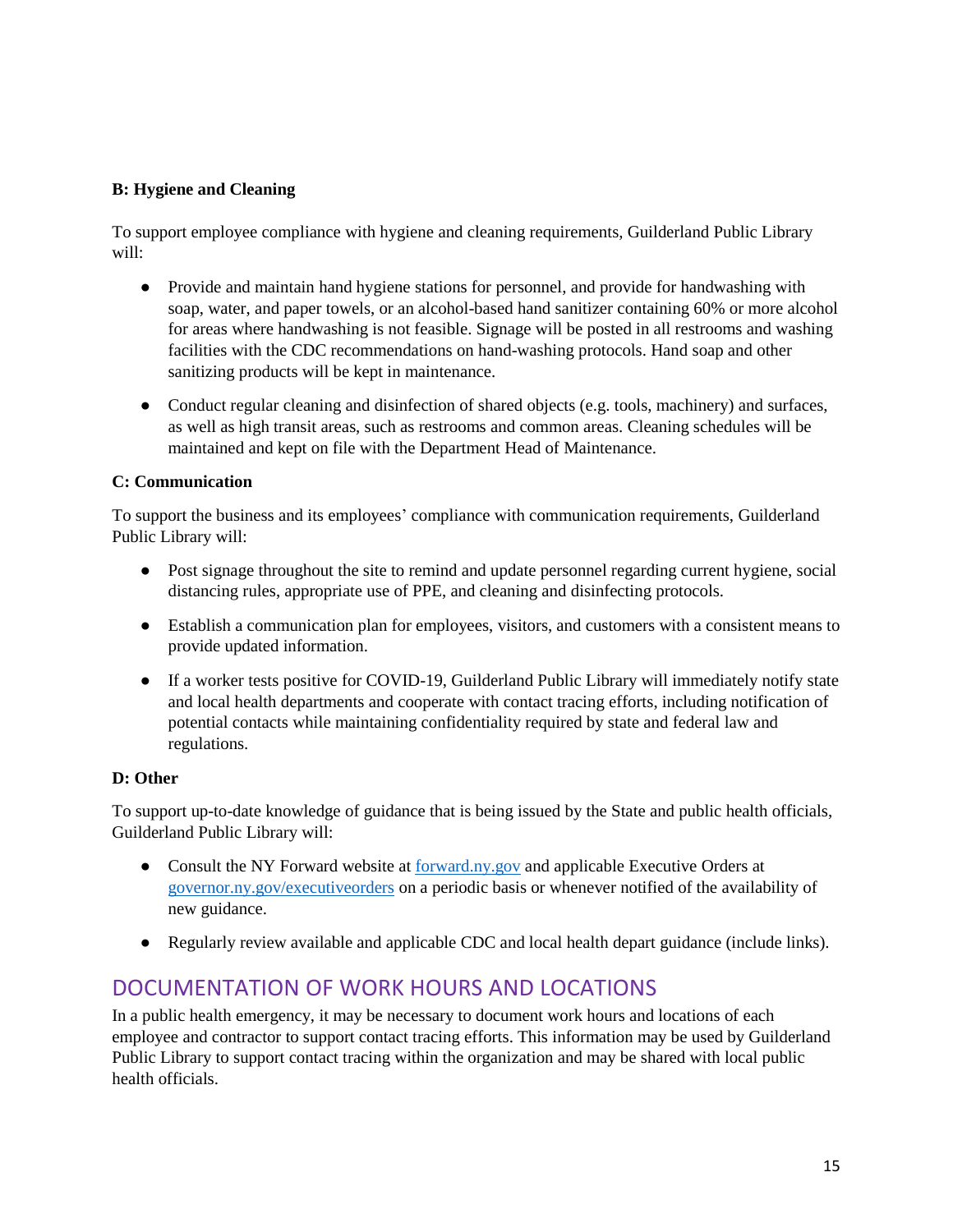**B: Hygiene and Cleaning**

To support employee compliance with hygiene and cleaning requirements, Guilderland Public Library will:

- Provide and maintain hand hygiene stations for personnel, and provide for handwashing with soap, water, and paper towels, or an alcohol-based hand sanitizer containing 60% or more alcohol for areas where handwashing is not feasible. Signage will be posted in all restrooms and washing facilities with the CDC recommendations on hand-washing protocols. Hand soap and other sanitizing products will be kept in maintenance.

- Conduct regular cleaning and disinfection of shared objects (e.g. tools, machinery) and surfaces, as well as high transit areas, such as restrooms and common areas. Cleaning schedules will be maintained and kept on file with the Department Head of Maintenance.

**C: Communication**

To support the business and its employees' compliance with communication requirements, Guilderland Public Library will:

- Post signage throughout the site to remind and update personnel regarding current hygiene, social distancing rules, appropriate use of PPE, and cleaning and disinfecting protocols.

- Establish a communication plan for employees, visitors, and customers with a consistent means to provide updated information.

- If a worker tests positive for COVID-19, Guilderland Public Library will immediately notify state and local health departments and cooperate with contact tracing efforts, including notification of potential contacts while maintaining confidentiality required by state and federal law and regulations.

**D: Other**

To support up-to-date knowledge of guidance that is being issued by the State and public health officials, Guilderland Public Library will:

- Consult the NY Forward website at [forward.ny.gov](forward.ny.gov) and applicable Executive Orders at [governor.ny.gov/executiveorders](governor.ny.gov/executiveorders) on a periodic basis or whenever notified of the availability of new guidance.

- Regularly review available and applicable CDC and local health depart guidance (include links).

## DOCUMENTATION OF WORK HOURS AND LOCATIONS

In a public health emergency, it may be necessary to document work hours and locations of each employee and contractor to support contact tracing efforts. This information may be used by Guilderland Public Library to support contact tracing within the organization and may be shared with local public health officials.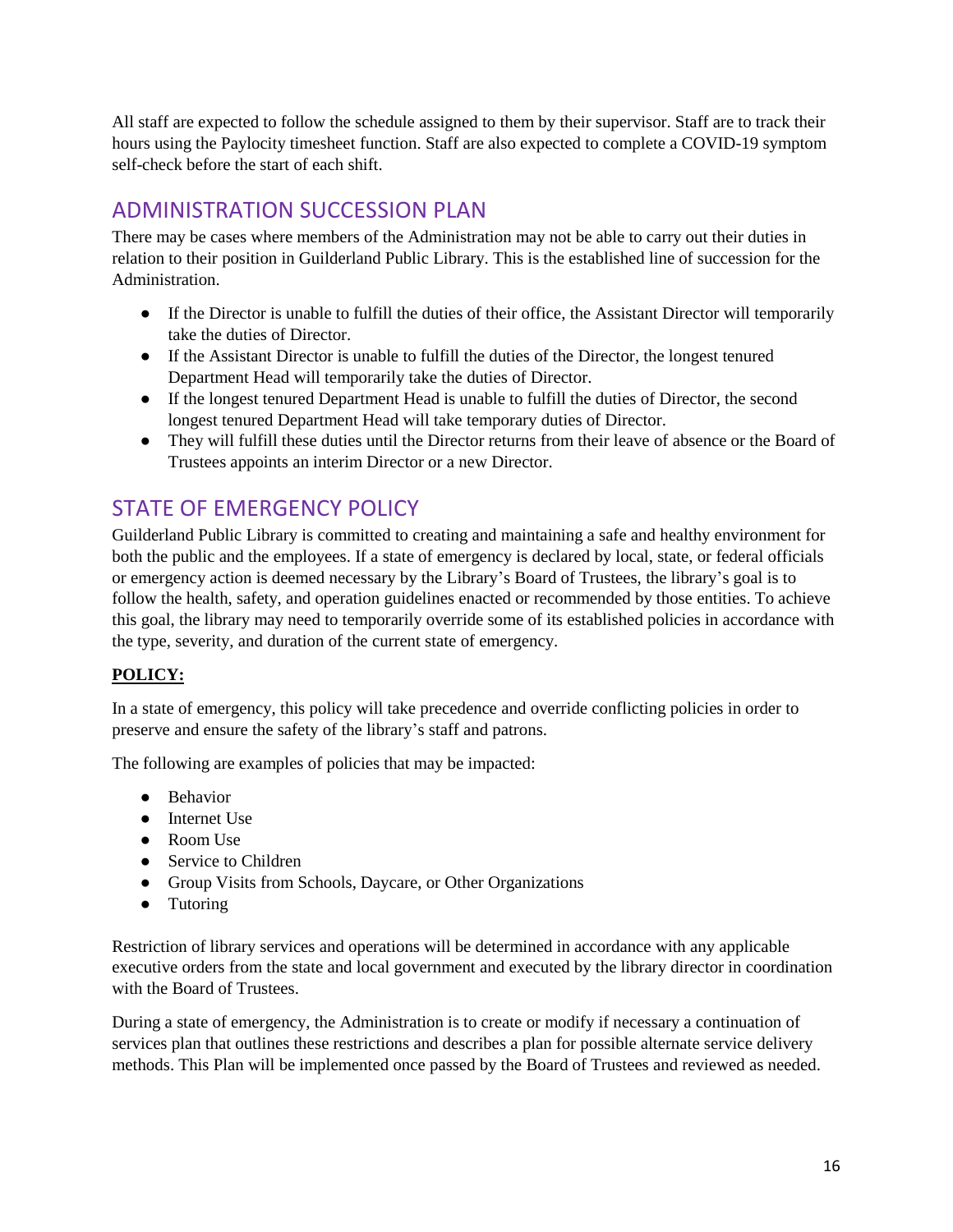All staff are expected to follow the schedule assigned to them by their supervisor. Staff are to track their hours using the Paylocity timesheet function. Staff are also expected to complete a COVID-19 symptom self-check before the start of each shift.

## ADMINISTRATION SUCCESSION PLAN

There may be cases where members of the Administration may not be able to carry out their duties in relation to their position in Guilderland Public Library. This is the established line of succession for the Administration.

- If the Director is unable to fulfill the duties of their office, the Assistant Director will temporarily take the duties of Director.
- If the Assistant Director is unable to fulfill the duties of the Director, the longest tenured Department Head will temporarily take the duties of Director.
- If the longest tenured Department Head is unable to fulfill the duties of Director, the second longest tenured Department Head will take temporary duties of Director.
- They will fulfill these duties until the Director returns from their leave of absence or the Board of Trustees appoints an interim Director or a new Director.

## STATE OF EMERGENCY POLICY

Guilderland Public Library is committed to creating and maintaining a safe and healthy environment for both the public and the employees. If a state of emergency is declared by local, state, or federal officials or emergency action is deemed necessary by the Library's Board of Trustees, the library's goal is to follow the health, safety, and operation guidelines enacted or recommended by those entities. To achieve this goal, the library may need to temporarily override some of its established policies in accordance with the type, severity, and duration of the current state of emergency.

**POLICY:**

In a state of emergency, this policy will take precedence and override conflicting policies in order to preserve and ensure the safety of the library's staff and patrons.

The following are examples of policies that may be impacted:

- Behavior
- Internet Use
- Room Use
- Service to Children
- Group Visits from Schools, Daycare, or Other Organizations
- Tutoring

Restriction of library services and operations will be determined in accordance with any applicable executive orders from the state and local government and executed by the library director in coordination with the Board of Trustees.

During a state of emergency, the Administration is to create or modify if necessary a continuation of services plan that outlines these restrictions and describes a plan for possible alternate service delivery methods. This Plan will be implemented once passed by the Board of Trustees and reviewed as needed.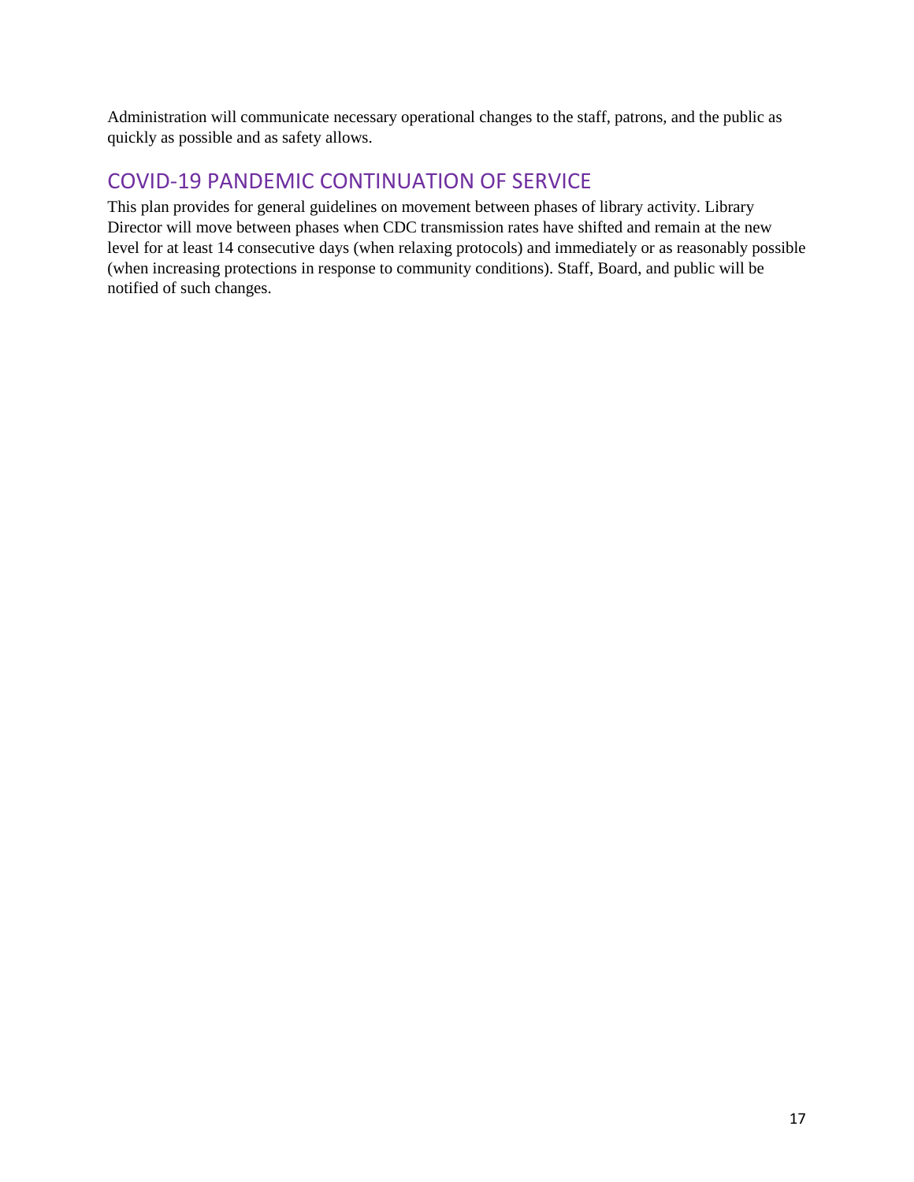Administration will communicate necessary operational changes to the staff, patrons, and the public as quickly as possible and as safety allows.

## COVID-19 PANDEMIC CONTINUATION OF SERVICE

This plan provides for general guidelines on movement between phases of library activity. Library Director will move between phases when CDC transmission rates have shifted and remain at the new level for at least 14 consecutive days (when relaxing protocols) and immediately or as reasonably possible (when increasing protections in response to community conditions). Staff, Board, and public will be notified of such changes.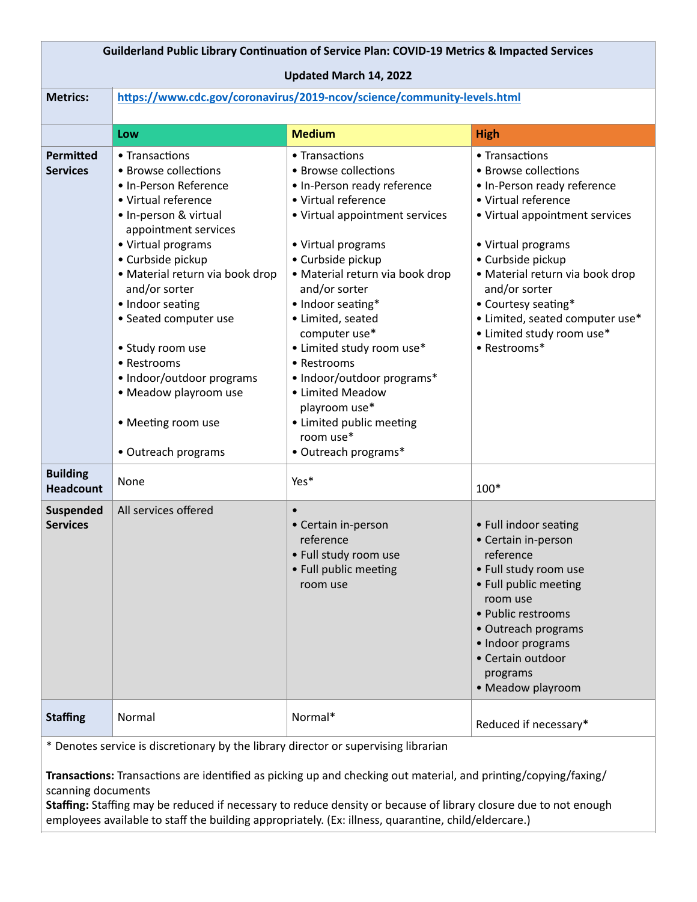**Guilderland Public Library Continuation of Service Plan: COVID-19 Metrics & Impacted Services**

**Updated March 14, 2022**

| | | | |
|---|---|---|---|
| **Metrics:** | https://www.cdc.gov/coronavirus/2019-ncov/science/community-levels.html | | |
| | **Low** | **Medium** | **High** |
| **Permitted Services** | • Transactions<br>• Browse collections<br>• In-Person Reference<br>• Virtual reference<br>• In-person & virtual appointment services<br>• Virtual programs<br>• Curbside pickup<br>• Material return via book drop and/or sorter<br>• Indoor seating<br>• Seated computer use<br>• Study room use<br>• Restrooms<br>• Indoor/outdoor programs<br>• Meadow playroom use<br>• Meeting room use<br>• Outreach programs | • Transactions<br>• Browse collections<br>• In-Person ready reference<br>• Virtual reference<br>• Virtual appointment services<br>• Virtual programs<br>• Curbside pickup<br>• Material return via book drop and/or sorter<br>• Indoor seating*<br>• Limited, seated computer use*<br>• Limited study room use*<br>• Restrooms<br>• Indoor/outdoor programs*<br>• Limited Meadow playroom use*<br>• Limited public meeting room use*<br>• Outreach programs* | • Transactions<br>• Browse collections<br>• In-Person ready reference<br>• Virtual reference<br>• Virtual appointment services<br>• Virtual programs<br>• Curbside pickup<br>• Material return via book drop and/or sorter<br>• Courtesy seating*<br>• Limited, seated computer use*<br>• Limited study room use*<br>• Restrooms* |
| **Building Headcount** | None | Yes* | 100* |
| **Suspended Services** | All services offered | •<br>• Certain in-person reference<br>• Full study room use<br>• Full public meeting room use | • Full indoor seating<br>• Certain in-person reference<br>• Full study room use<br>• Full public meeting room use<br>• Public restrooms<br>• Outreach programs<br>• Indoor programs<br>• Certain outdoor programs<br>• Meadow playroom |
| **Staffing** | Normal | Normal* | Reduced if necessary* |

\* Denotes service is discretionary by the library director or supervising librarian

**Transactions:** Transactions are identified as picking up and checking out material, and printing/copying/faxing/scanning documents

**Staffing:** Staffing may be reduced if necessary to reduce density or because of library closure due to not enough employees available to staff the building appropriately. (Ex: illness, quarantine, child/eldercare.)